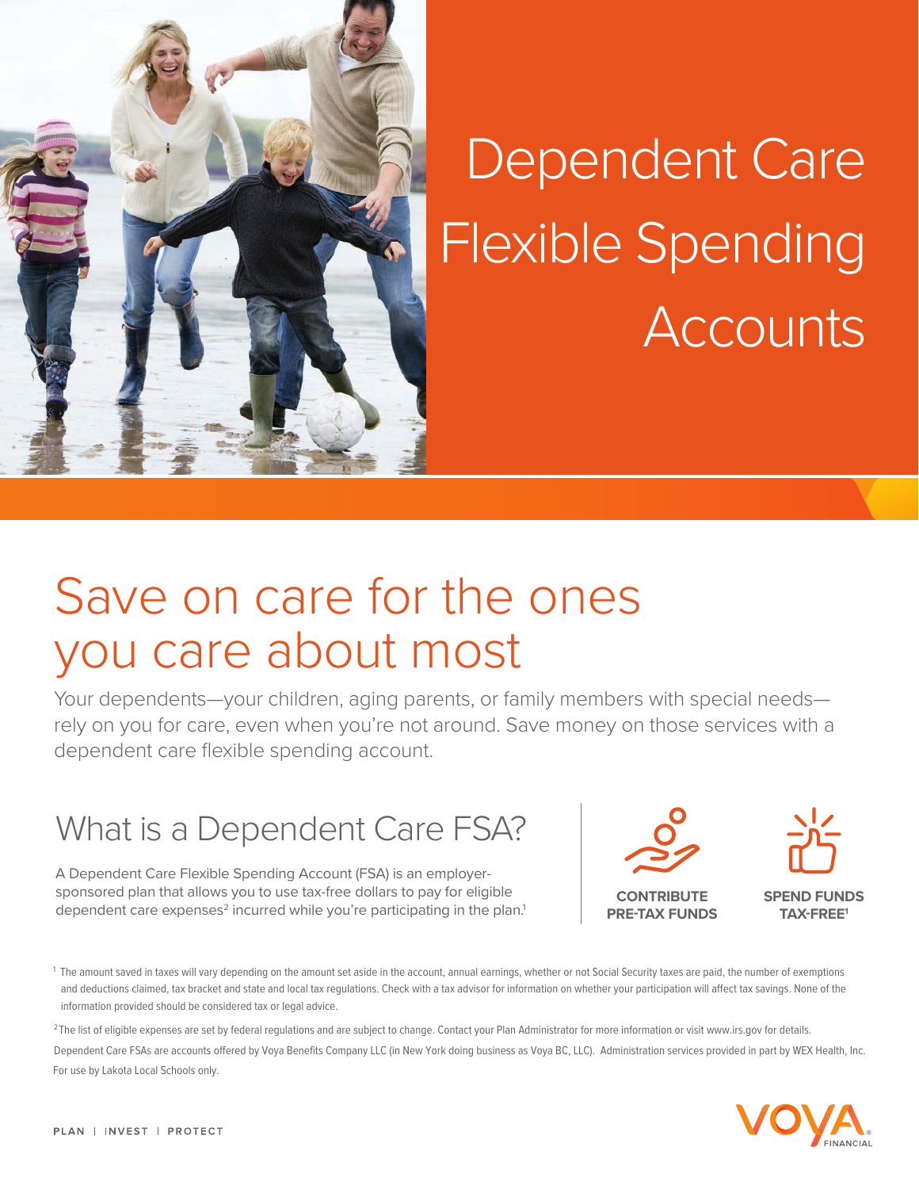# Dependent Care Flexible Spending Accounts

## Save on care for the ones you care about most

Your dependents—your children, aging parents, or family members with special needs—rely on you for care, even when you're not around. Save money on those services with a dependent care flexible spending account.

## What is a Dependent Care FSA?

A Dependent Care Flexible Spending Account (FSA) is an employer-sponsored plan that allows you to use tax-free dollars to pay for eligible dependent care expenses[2] incurred while you're participating in the plan.[1]

**CONTRIBUTE PRE-TAX FUNDS**

**SPEND FUNDS TAX-FREE[1]**

[1] The amount saved in taxes will vary depending on the amount set aside in the account, annual earnings, whether or not Social Security taxes are paid, the number of exemptions and deductions claimed, tax bracket and state and local tax regulations. Check with a tax advisor for information on whether your participation will affect tax savings. None of the information provided should be considered tax or legal advice.

[2] The list of eligible expenses are set by federal regulations and are subject to change. Contact your Plan Administrator for more information or visit www.irs.gov for details.

Dependent Care FSAs are accounts offered by Voya Benefits Company LLC (in New York doing business as Voya BC, LLC). Administration services provided in part by WEX Health, Inc.

For use by Lakota Local Schools only.

PLAN | INVEST | PROTECT

VOYA FINANCIAL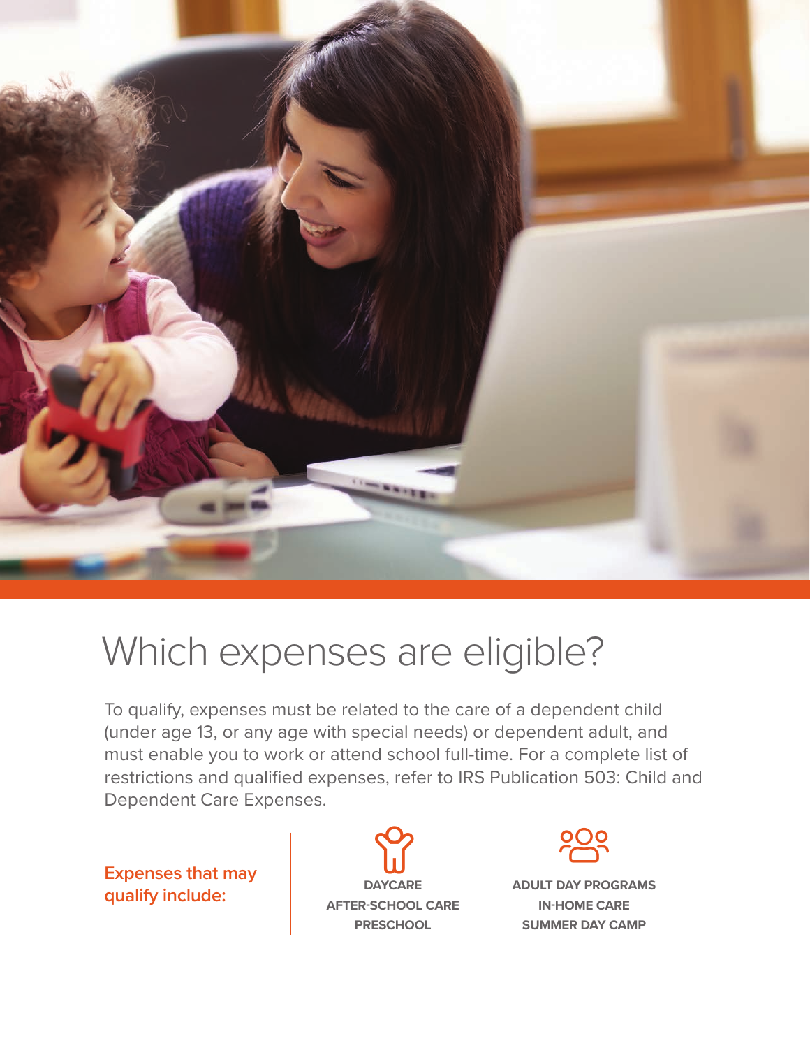# Which expenses are eligible?

To qualify, expenses must be related to the care of a dependent child (under age 13, or any age with special needs) or dependent adult, and must enable you to work or attend school full-time. For a complete list of restrictions and qualified expenses, refer to IRS Publication 503: Child and Dependent Care Expenses.

**Expenses that may qualify include:**

- **DAYCARE**
- **AFTER-SCHOOL CARE**
- **PRESCHOOL**
- **ADULT DAY PROGRAMS**
- **IN-HOME CARE**
- **SUMMER DAY CAMP**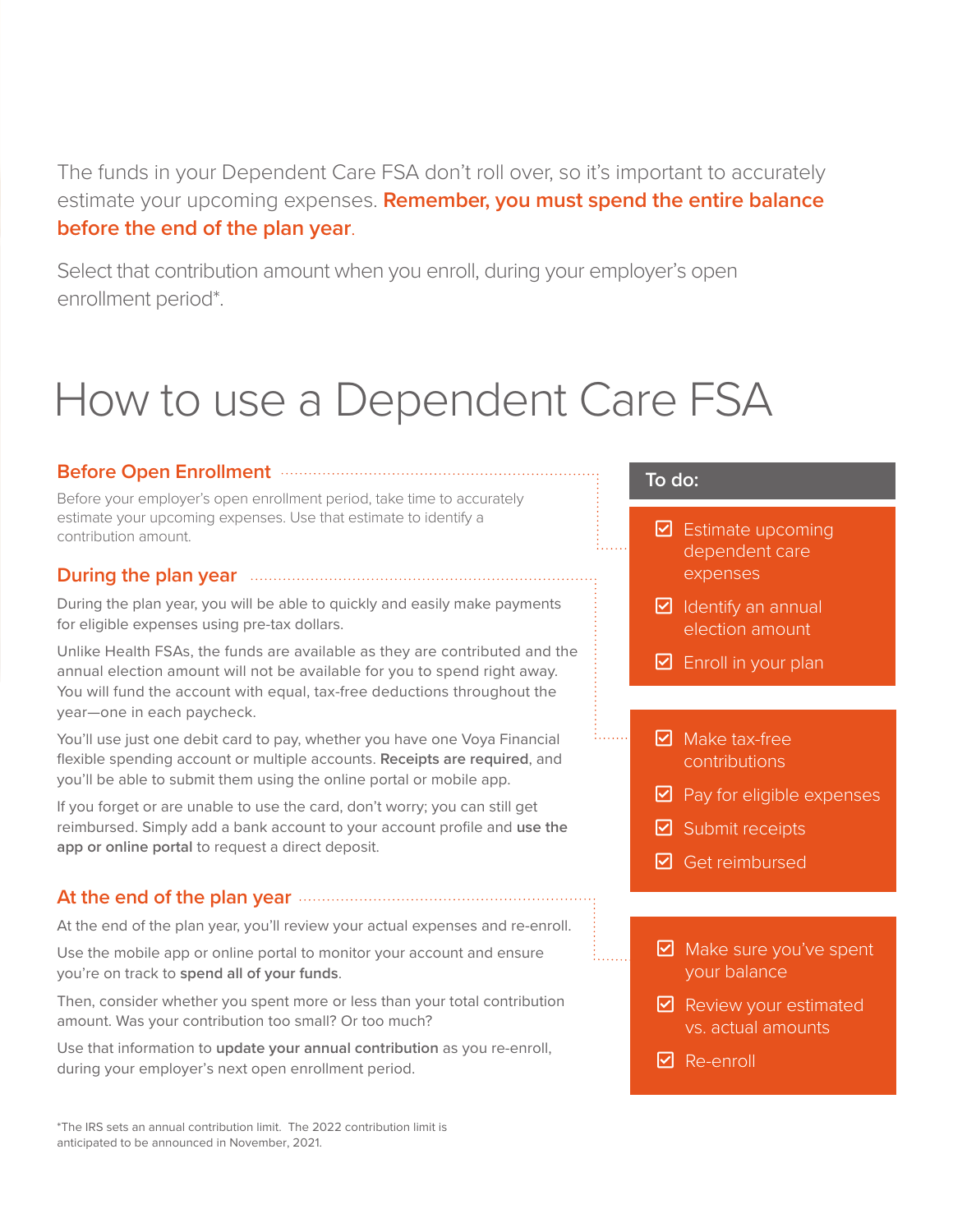The funds in your Dependent Care FSA don't roll over, so it's important to accurately estimate your upcoming expenses. **Remember, you must spend the entire balance before the end of the plan year**.

Select that contribution amount when you enroll, during your employer's open enrollment period*.

# How to use a Dependent Care FSA

## Before Open Enrollment

Before your employer's open enrollment period, take time to accurately estimate your upcoming expenses. Use that estimate to identify a contribution amount.

**To do:**

- ☑ Estimate upcoming dependent care expenses
- ☑ Identify an annual election amount
- ☑ Enroll in your plan

## During the plan year

During the plan year, you will be able to quickly and easily make payments for eligible expenses using pre-tax dollars.

Unlike Health FSAs, the funds are available as they are contributed and the annual election amount will not be available for you to spend right away. You will fund the account with equal, tax-free deductions throughout the year—one in each paycheck.

You'll use just one debit card to pay, whether you have one Voya Financial flexible spending account or multiple accounts. **Receipts are required**, and you'll be able to submit them using the online portal or mobile app.

If you forget or are unable to use the card, don't worry; you can still get reimbursed. Simply add a bank account to your account profile and **use the app or online portal** to request a direct deposit.

- ☑ Make tax-free contributions
- ☑ Pay for eligible expenses
- ☑ Submit receipts
- ☑ Get reimbursed

## At the end of the plan year

At the end of the plan year, you'll review your actual expenses and re-enroll.

Use the mobile app or online portal to monitor your account and ensure you're on track to **spend all of your funds**.

Then, consider whether you spent more or less than your total contribution amount. Was your contribution too small? Or too much?

Use that information to **update your annual contribution** as you re-enroll, during your employer's next open enrollment period.

- ☑ Make sure you've spent your balance
- ☑ Review your estimated vs. actual amounts
- ☑ Re-enroll

*The IRS sets an annual contribution limit. The 2022 contribution limit is anticipated to be announced in November, 2021.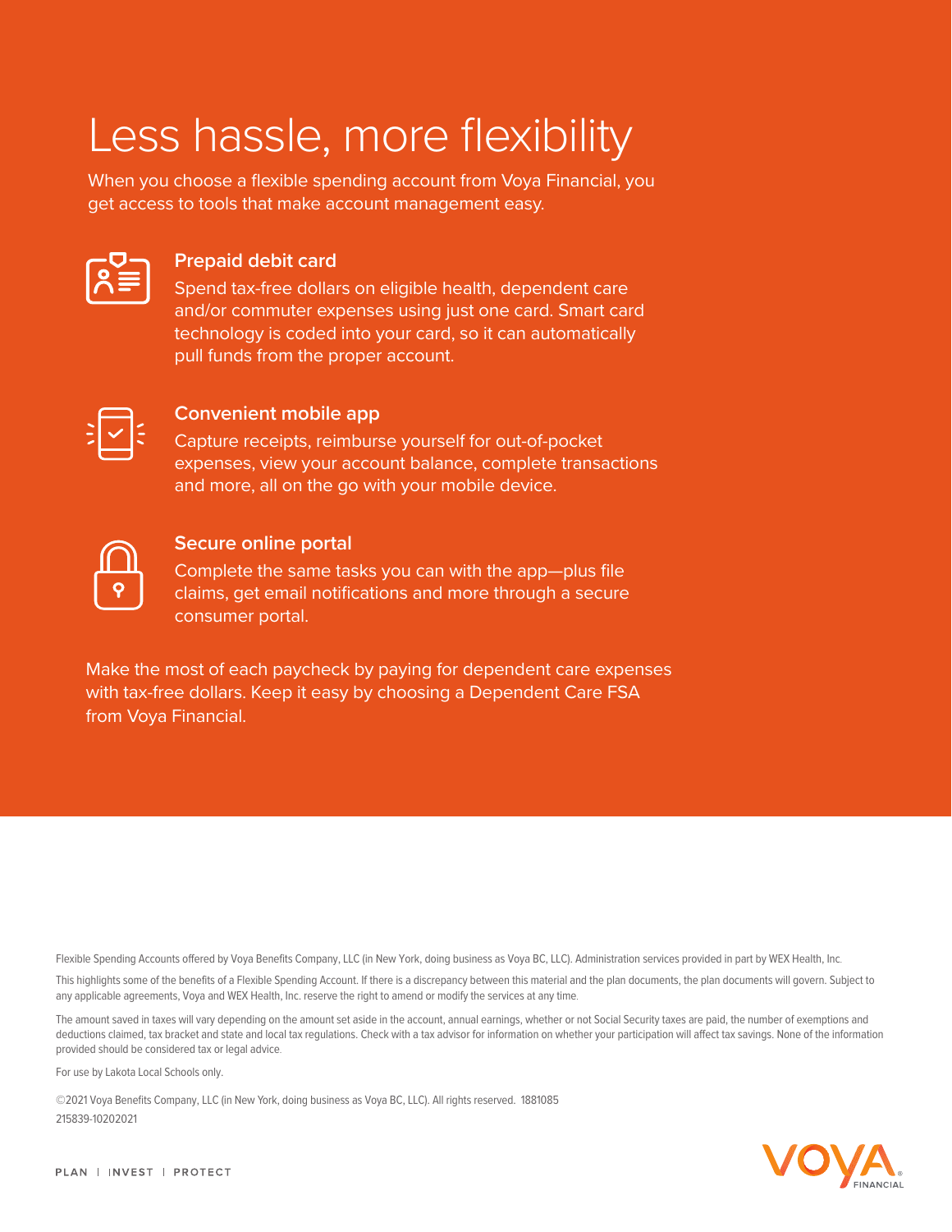# Less hassle, more flexibility

When you choose a flexible spending account from Voya Financial, you get access to tools that make account management easy.

### Prepaid debit card

Spend tax-free dollars on eligible health, dependent care and/or commuter expenses using just one card. Smart card technology is coded into your card, so it can automatically pull funds from the proper account.

### Convenient mobile app

Capture receipts, reimburse yourself for out-of-pocket expenses, view your account balance, complete transactions and more, all on the go with your mobile device.

### Secure online portal

Complete the same tasks you can with the app—plus file claims, get email notifications and more through a secure consumer portal.

Make the most of each paycheck by paying for dependent care expenses with tax-free dollars. Keep it easy by choosing a Dependent Care FSA from Voya Financial.

Flexible Spending Accounts offered by Voya Benefits Company, LLC (in New York, doing business as Voya BC, LLC). Administration services provided in part by WEX Health, Inc.

This highlights some of the benefits of a Flexible Spending Account. If there is a discrepancy between this material and the plan documents, the plan documents will govern. Subject to any applicable agreements, Voya and WEX Health, Inc. reserve the right to amend or modify the services at any time.

The amount saved in taxes will vary depending on the amount set aside in the account, annual earnings, whether or not Social Security taxes are paid, the number of exemptions and deductions claimed, tax bracket and state and local tax regulations. Check with a tax advisor for information on whether your participation will affect tax savings. None of the information provided should be considered tax or legal advice.

For use by Lakota Local Schools only.

©2021 Voya Benefits Company, LLC (in New York, doing business as Voya BC, LLC). All rights reserved. 1881085
215839-10202021

PLAN | INVEST | PROTECT

VOYA FINANCIAL